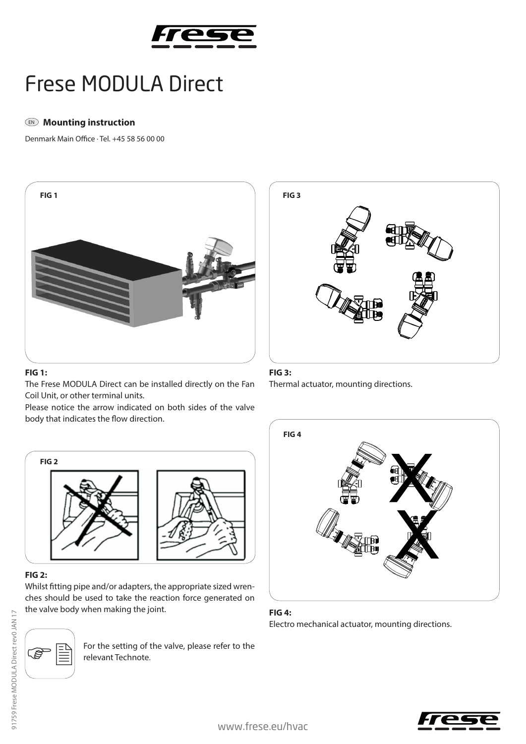# Frese MODULA Direct

**Mounting instruction**

Denmark Main Office · Tel. +45 58 56 00 00

FIG 1

**FIG 1:**

The Frese MODULA Direct can be installed directly on the Fan Coil Unit, or other terminal units.

Please notice the arrow indicated on both sides of the valve body that indicates the flow direction.

FIG 2

**FIG 2:**

Whilst fitting pipe and/or adapters, the appropriate sized wrenches should be used to take the reaction force generated on the valve body when making the joint.

For the setting of the valve, please refer to the relevant Technote.

FIG 3

**FIG 3:**

Thermal actuator, mounting directions.

FIG 4

**FIG 4:**

Electro mechanical actuator, mounting directions.

www.frese.eu/hvac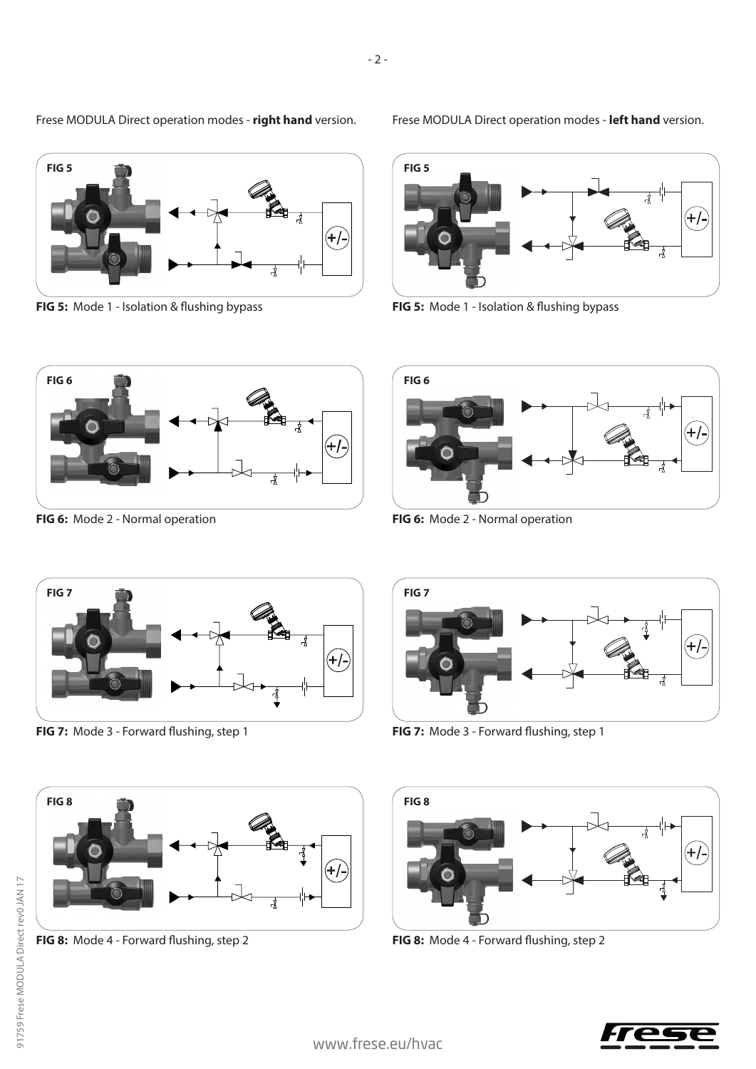Frese MODULA Direct operation modes - **right hand** version.

FIG 5

+/-

**FIG 5:** Mode 1 - Isolation & flushing bypass

FIG 6

+/-

**FIG 6:** Mode 2 - Normal operation

FIG 7

+/-

**FIG 7:** Mode 3 - Forward flushing, step 1

FIG 8

+/-

**FIG 8:** Mode 4 - Forward flushing, step 2

Frese MODULA Direct operation modes - **left hand** version.

FIG 5

+/-

**FIG 5:** Mode 1 - Isolation & flushing bypass

FIG 6

+/-

**FIG 6:** Mode 2 - Normal operation

FIG 7

+/-

**FIG 7:** Mode 3 - Forward flushing, step 1

FIG 8

+/-

**FIG 8:** Mode 4 - Forward flushing, step 2

www.frese.eu/hvac